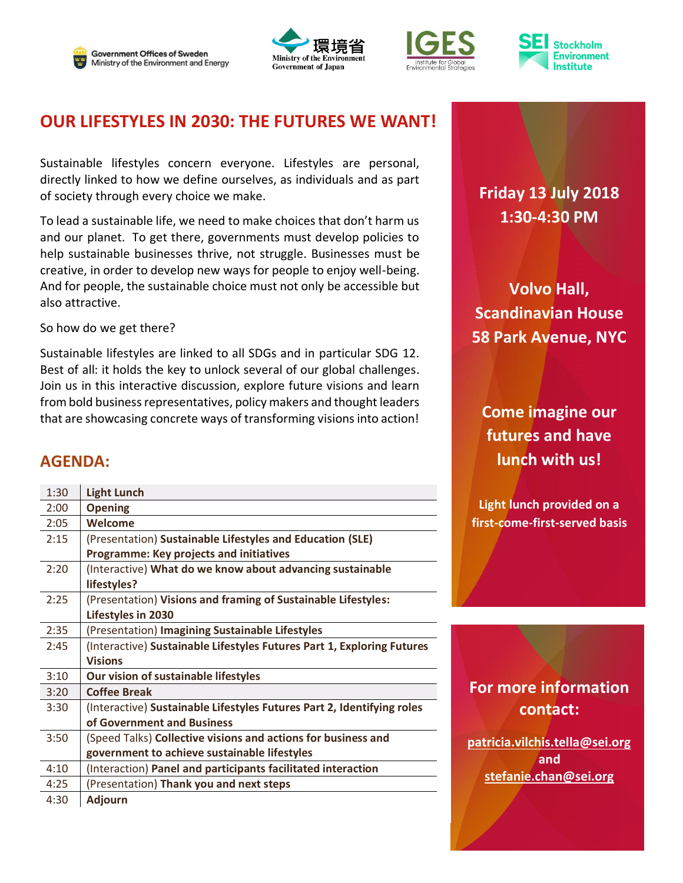Government Offices of Sweden
Ministry of the Environment and Energy

環境省
Ministry of the Environment
Government of Japan

IGES
Institute for Global Environmental Strategies

SEI Stockholm Environment Institute

# OUR LIFESTYLES IN 2030: THE FUTURES WE WANT!

Sustainable lifestyles concern everyone. Lifestyles are personal, directly linked to how we define ourselves, as individuals and as part of society through every choice we make.

To lead a sustainable life, we need to make choices that don't harm us and our planet. To get there, governments must develop policies to help sustainable businesses thrive, not struggle. Businesses must be creative, in order to develop new ways for people to enjoy well-being. And for people, the sustainable choice must not only be accessible but also attractive.

So how do we get there?

Sustainable lifestyles are linked to all SDGs and in particular SDG 12. Best of all: it holds the key to unlock several of our global challenges. Join us in this interactive discussion, explore future visions and learn from bold business representatives, policy makers and thought leaders that are showcasing concrete ways of transforming visions into action!

## AGENDA:

| Time | Item |
|---|---|
| 1:30 | **Light Lunch** |
| 2:00 | **Opening** |
| 2:05 | **Welcome** |
| 2:15 | (Presentation) **Sustainable Lifestyles and Education (SLE) Programme: Key projects and initiatives** |
| 2:20 | (Interactive) **What do we know about advancing sustainable lifestyles?** |
| 2:25 | (Presentation) **Visions and framing of Sustainable Lifestyles: Lifestyles in 2030** |
| 2:35 | (Presentation) **Imagining Sustainable Lifestyles** |
| 2:45 | (Interactive) **Sustainable Lifestyles Futures Part 1, Exploring Futures Visions** |
| 3:10 | **Our vision of sustainable lifestyles** |
| 3:20 | **Coffee Break** |
| 3:30 | (Interactive) **Sustainable Lifestyles Futures Part 2, Identifying roles of Government and Business** |
| 3:50 | (Speed Talks) **Collective visions and actions for business and government to achieve sustainable lifestyles** |
| 4:10 | (Interaction) **Panel and participants facilitated interaction** |
| 4:25 | (Presentation) **Thank you and next steps** |
| 4:30 | **Adjourn** |

**Friday 13 July 2018**
**1:30-4:30 PM**

**Volvo Hall,**
**Scandinavian House**
**58 Park Avenue, NYC**

**Come imagine our futures and have lunch with us!**

**Light lunch provided on a first-come-first-served basis**

**For more information contact:**

**patricia.vilchis.tella@sei.org**
**and**
**stefanie.chan@sei.org**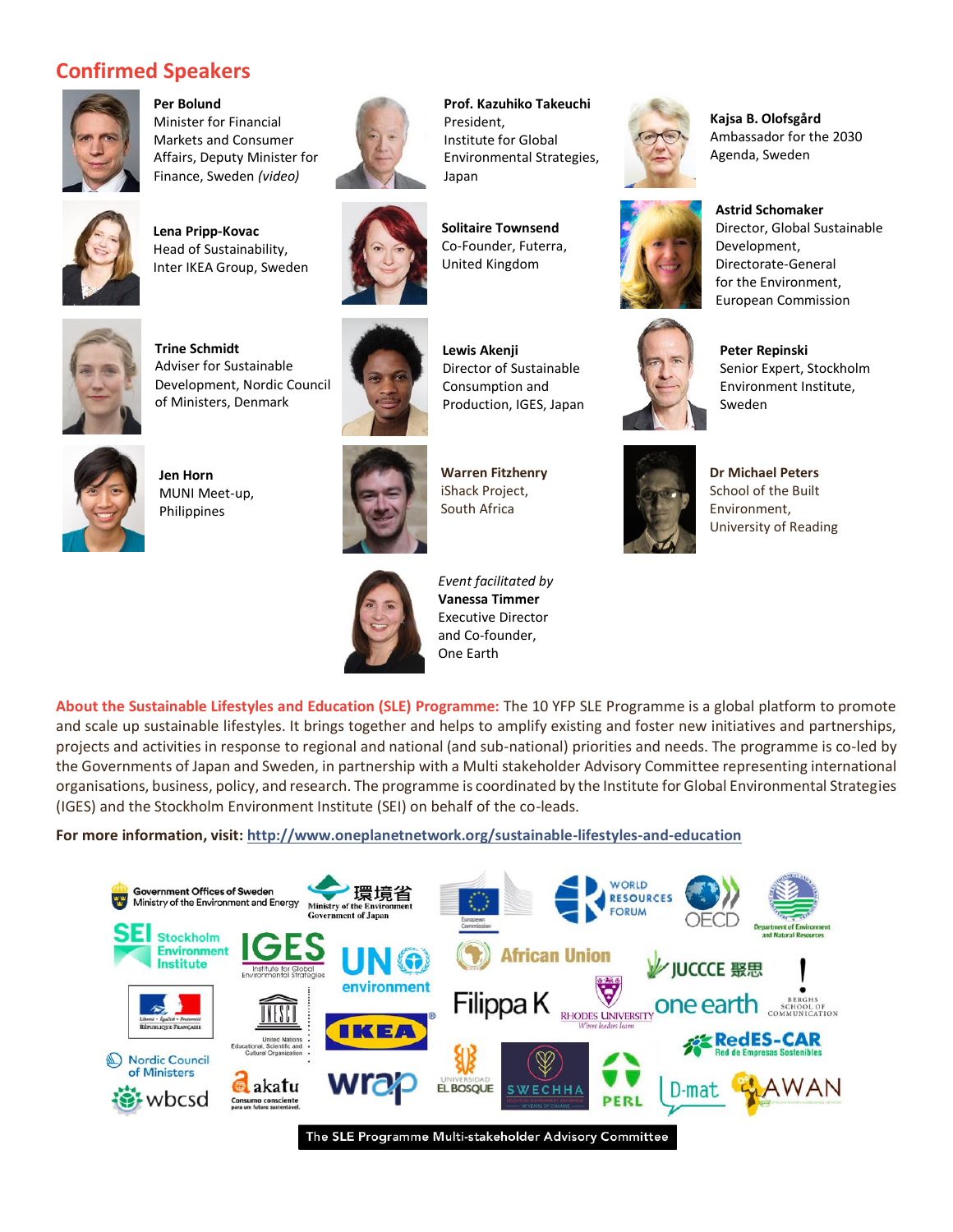## Confirmed Speakers

**Per Bolund**
Minister for Financial Markets and Consumer Affairs, Deputy Minister for Finance, Sweden *(video)*

**Prof. Kazuhiko Takeuchi**
President, Institute for Global Environmental Strategies, Japan

**Kajsa B. Olofsgård**
Ambassador for the 2030 Agenda, Sweden

**Lena Pripp-Kovac**
Head of Sustainability, Inter IKEA Group, Sweden

**Solitaire Townsend**
Co-Founder, Futerra, United Kingdom

**Astrid Schomaker**
Director, Global Sustainable Development, Directorate-General for the Environment, European Commission

**Trine Schmidt**
Adviser for Sustainable Development, Nordic Council of Ministers, Denmark

**Lewis Akenji**
Director of Sustainable Consumption and Production, IGES, Japan

**Peter Repinski**
Senior Expert, Stockholm Environment Institute, Sweden

**Jen Horn**
MUNI Meet-up, Philippines

**Warren Fitzhenry**
iShack Project, South Africa

**Dr Michael Peters**
School of the Built Environment, University of Reading

*Event facilitated by*
**Vanessa Timmer**
Executive Director and Co-founder, One Earth

**About the Sustainable Lifestyles and Education (SLE) Programme:** The 10 YFP SLE Programme is a global platform to promote and scale up sustainable lifestyles. It brings together and helps to amplify existing and foster new initiatives and partnerships, projects and activities in response to regional and national (and sub-national) priorities and needs. The programme is co-led by the Governments of Japan and Sweden, in partnership with a Multi stakeholder Advisory Committee representing international organisations, business, policy, and research. The programme is coordinated by the Institute for Global Environmental Strategies (IGES) and the Stockholm Environment Institute (SEI) on behalf of the co-leads.

**For more information, visit:** http://www.oneplanetnetwork.org/sustainable-lifestyles-and-education

The SLE Programme Multi-stakeholder Advisory Committee